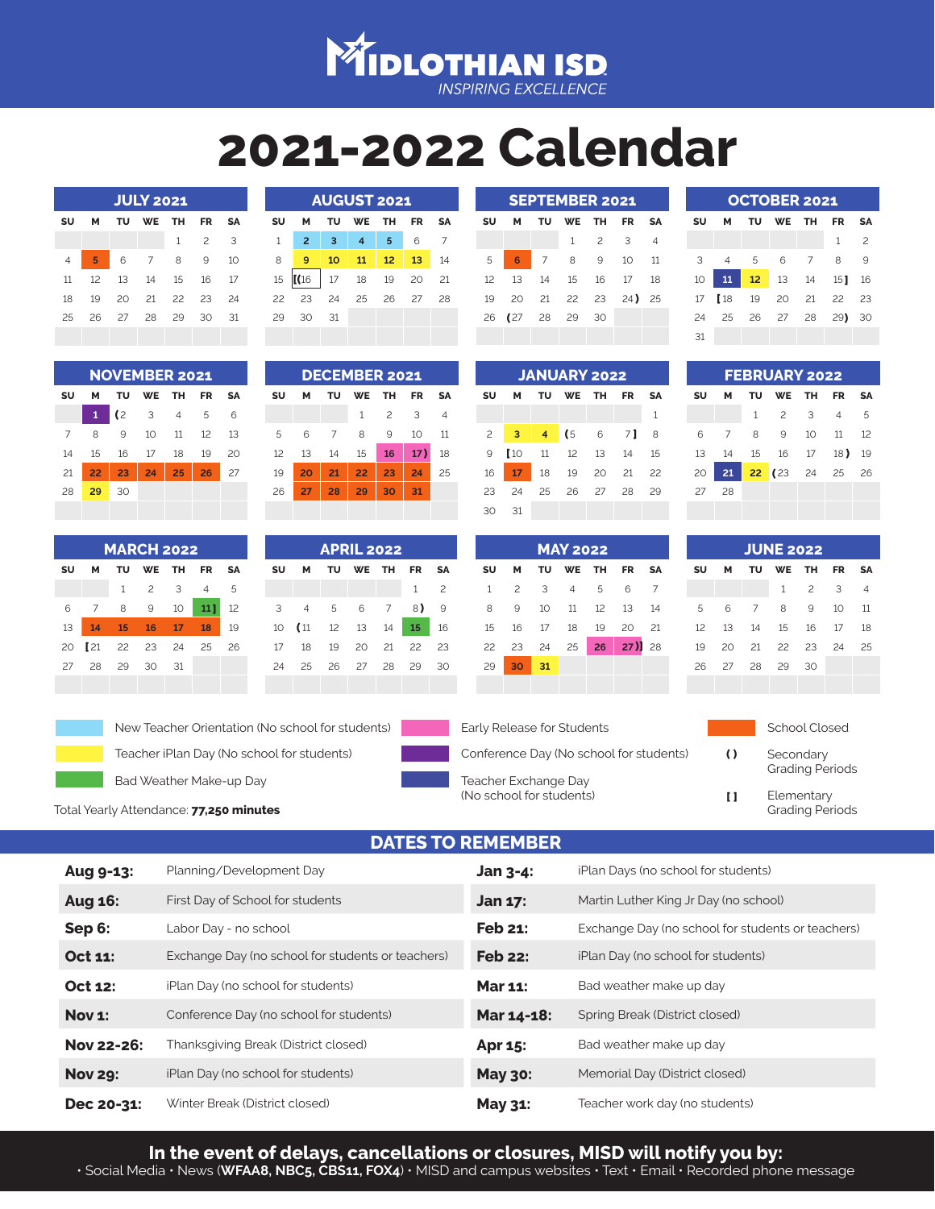# MIDLOTHIAN ISD

*INSPIRING EXCELLENCE*

# 2021-2022 Calendar

### JULY 2021

| SU | M | TU | WE | TH | FR | SA |
|---|---|---|---|---|---|---|
| | | | | 1 | 2 | 3 |
| 4 | 5 | 6 | 7 | 8 | 9 | 10 |
| 11 | 12 | 13 | 14 | 15 | 16 | 17 |
| 18 | 19 | 20 | 21 | 22 | 23 | 24 |
| 25 | 26 | 27 | 28 | 29 | 30 | 31 |

### AUGUST 2021

| SU | M | TU | WE | TH | FR | SA |
|---|---|---|---|---|---|---|
| 1 | 2 | 3 | 4 | 5 | 6 | 7 |
| 8 | 9 | 10 | 11 | 12 | 13 | 14 |
| 15 | [(16 | 17 | 18 | 19 | 20 | 21 |
| 22 | 23 | 24 | 25 | 26 | 27 | 28 |
| 29 | 30 | 31 | | | | |

### SEPTEMBER 2021

| SU | M | TU | WE | TH | FR | SA |
|---|---|---|---|---|---|---|
| | | | 1 | 2 | 3 | 4 |
| 5 | 6 | 7 | 8 | 9 | 10 | 11 |
| 12 | 13 | 14 | 15 | 16 | 17 | 18 |
| 19 | 20 | 21 | 22 | 23 | 24) | 25 |
| 26 | (27 | 28 | 29 | 30 | | |

### OCTOBER 2021

| SU | M | TU | WE | TH | FR | SA |
|---|---|---|---|---|---|---|
| | | | | | 1 | 2 |
| 3 | 4 | 5 | 6 | 7 | 8 | 9 |
| 10 | 11 | 12 | 13 | 14 | 15] | 16 |
| 17 | [18 | 19 | 20 | 21 | 22 | 23 |
| 24 | 25 | 26 | 27 | 28 | 29) | 30 |
| 31 | | | | | | |

### NOVEMBER 2021

| SU | M | TU | WE | TH | FR | SA |
|---|---|---|---|---|---|---|
| | 1 | (2 | 3 | 4 | 5 | 6 |
| 7 | 8 | 9 | 10 | 11 | 12 | 13 |
| 14 | 15 | 16 | 17 | 18 | 19 | 20 |
| 21 | 22 | 23 | 24 | 25 | 26 | 27 |
| 28 | 29 | 30 | | | | |

### DECEMBER 2021

| SU | M | TU | WE | TH | FR | SA |
|---|---|---|---|---|---|---|
| | | | 1 | 2 | 3 | 4 |
| 5 | 6 | 7 | 8 | 9 | 10 | 11 |
| 12 | 13 | 14 | 15 | 16 | 17) | 18 |
| 19 | 20 | 21 | 22 | 23 | 24 | 25 |
| 26 | 27 | 28 | 29 | 30 | 31 | |

### JANUARY 2022

| SU | M | TU | WE | TH | FR | SA |
|---|---|---|---|---|---|---|
| | | | | | | 1 |
| 2 | 3 | 4 | (5 | 6 | 7] | 8 |
| 9 | [10 | 11 | 12 | 13 | 14 | 15 |
| 16 | 17 | 18 | 19 | 20 | 21 | 22 |
| 23 | 24 | 25 | 26 | 27 | 28 | 29 |
| 30 | 31 | | | | | |

### FEBRUARY 2022

| SU | M | TU | WE | TH | FR | SA |
|---|---|---|---|---|---|---|
| | | 1 | 2 | 3 | 4 | 5 |
| 6 | 7 | 8 | 9 | 10 | 11 | 12 |
| 13 | 14 | 15 | 16 | 17 | 18) | 19 |
| 20 | 21 | 22 | (23 | 24 | 25 | 26 |
| 27 | 28 | | | | | |

### MARCH 2022

| SU | M | TU | WE | TH | FR | SA |
|---|---|---|---|---|---|---|
| | | 1 | 2 | 3 | 4 | 5 |
| 6 | 7 | 8 | 9 | 10 | 11] | 12 |
| 13 | 14 | 15 | 16 | 17 | 18 | 19 |
| 20 | [21 | 22 | 23 | 24 | 25 | 26 |
| 27 | 28 | 29 | 30 | 31 | | |

### APRIL 2022

| SU | M | TU | WE | TH | FR | SA |
|---|---|---|---|---|---|---|
| | | | | | 1 | 2 |
| 3 | 4 | 5 | 6 | 7 | 8) | 9 |
| 10 | (11 | 12 | 13 | 14 | 15 | 16 |
| 17 | 18 | 19 | 20 | 21 | 22 | 23 |
| 24 | 25 | 26 | 27 | 28 | 29 | 30 |

### MAY 2022

| SU | M | TU | WE | TH | FR | SA |
|---|---|---|---|---|---|---|
| 1 | 2 | 3 | 4 | 5 | 6 | 7 |
| 8 | 9 | 10 | 11 | 12 | 13 | 14 |
| 15 | 16 | 17 | 18 | 19 | 20 | 21 |
| 22 | 23 | 24 | 25 | 26 | 27)] | 28 |
| 29 | 30 | 31 | | | | |

### JUNE 2022

| SU | M | TU | WE | TH | FR | SA |
|---|---|---|---|---|---|---|
| | | | 1 | 2 | 3 | 4 |
| 5 | 6 | 7 | 8 | 9 | 10 | 11 |
| 12 | 13 | 14 | 15 | 16 | 17 | 18 |
| 19 | 20 | 21 | 22 | 23 | 24 | 25 |
| 26 | 27 | 28 | 29 | 30 | | |

New Teacher Orientation (No school for students)

Teacher iPlan Day (No school for students)

Bad Weather Make-up Day

Early Release for Students

Conference Day (No school for students)

Teacher Exchange Day (No school for students)

School Closed

( ) Secondary Grading Periods

[ ] Elementary Grading Periods

Total Yearly Attendance: **77,250 minutes**

## DATES TO REMEMBER

| | |
|---|---|
| **Aug 9-13:** | Planning/Development Day |
| **Aug 16:** | First Day of School for students |
| **Sep 6:** | Labor Day - no school |
| **Oct 11:** | Exchange Day (no school for students or teachers) |
| **Oct 12:** | iPlan Day (no school for students) |
| **Nov 1:** | Conference Day (no school for students) |
| **Nov 22-26:** | Thanksgiving Break (District closed) |
| **Nov 29:** | iPlan Day (no school for students) |
| **Dec 20-31:** | Winter Break (District closed) |
| **Jan 3-4:** | iPlan Days (no school for students) |
| **Jan 17:** | Martin Luther King Jr Day (no school) |
| **Feb 21:** | Exchange Day (no school for students or teachers) |
| **Feb 22:** | iPlan Day (no school for students) |
| **Mar 11:** | Bad weather make up day |
| **Mar 14-18:** | Spring Break (District closed) |
| **Apr 15:** | Bad weather make up day |
| **May 30:** | Memorial Day (District closed) |
| **May 31:** | Teacher work day (no students) |

**In the event of delays, cancellations or closures, MISD will notify you by:**

• Social Media • News (**WFAA8, NBC5, CBS11, FOX4**) • MISD and campus websites • Text • Email • Recorded phone message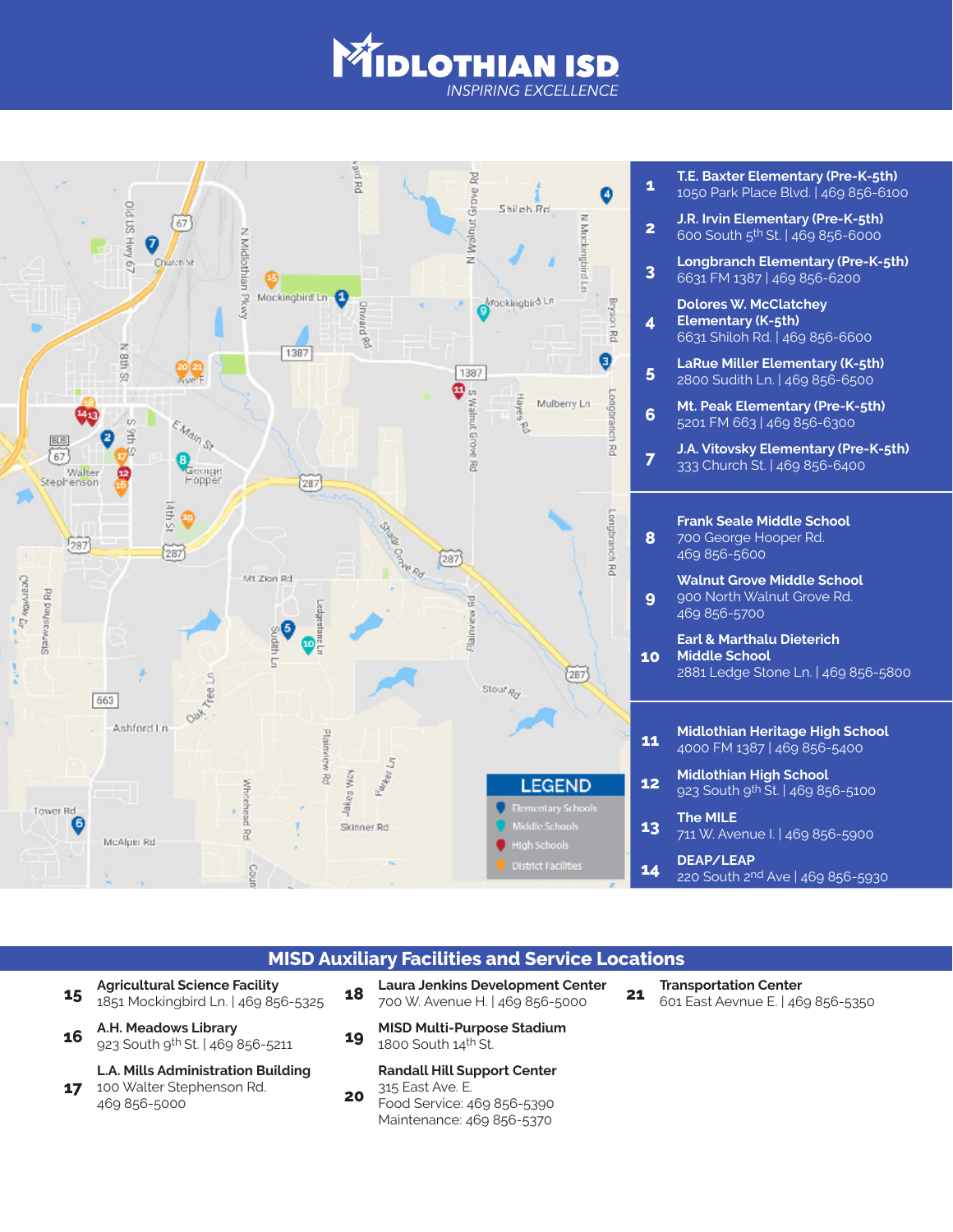# MIDLOTHIAN ISD

*INSPIRING EXCELLENCE*

LEGEND

- Elementary Schools
- Middle Schools
- High Schools
- District Facilities

**1** **T.E. Baxter Elementary (Pre-K-5th)**
1050 Park Place Blvd. | 469 856-6100

**2** **J.R. Irvin Elementary (Pre-K-5th)**
600 South 5th St. | 469 856-6000

**3** **Longbranch Elementary (Pre-K-5th)**
6631 FM 1387 | 469 856-6200

**4** **Dolores W. McClatchey Elementary (K-5th)**
6631 Shiloh Rd. | 469 856-6600

**5** **LaRue Miller Elementary (K-5th)**
2800 Sudith Ln. | 469 856-6500

**6** **Mt. Peak Elementary (Pre-K-5th)**
5201 FM 663 | 469 856-6300

**7** **J.A. Vitovsky Elementary (Pre-K-5th)**
333 Church St. | 469 856-6400

**8** **Frank Seale Middle School**
700 George Hooper Rd.
469 856-5600

**9** **Walnut Grove Middle School**
900 North Walnut Grove Rd.
469 856-5700

**10** **Earl & Marthalu Dieterich Middle School**
2881 Ledge Stone Ln. | 469 856-5800

**11** **Midlothian Heritage High School**
4000 FM 1387 | 469 856-5400

**12** **Midlothian High School**
923 South 9th St. | 469 856-5100

**13** **The MILE**
711 W. Avenue I. | 469 856-5900

**14** **DEAP/LEAP**
220 South 2nd Ave | 469 856-5930

## MISD Auxiliary Facilities and Service Locations

**15** **Agricultural Science Facility**
1851 Mockingbird Ln. | 469 856-5325

**16** **A.H. Meadows Library**
923 South 9th St. | 469 856-5211

**17** **L.A. Mills Administration Building**
100 Walter Stephenson Rd.
469 856-5000

**18** **Laura Jenkins Development Center**
700 W. Avenue H. | 469 856-5000

**19** **MISD Multi-Purpose Stadium**
1800 South 14th St.

**20** **Randall Hill Support Center**
315 East Ave. E.
Food Service: 469 856-5390
Maintenance: 469 856-5370

**21** **Transportation Center**
601 East Aevnue E. | 469 856-5350